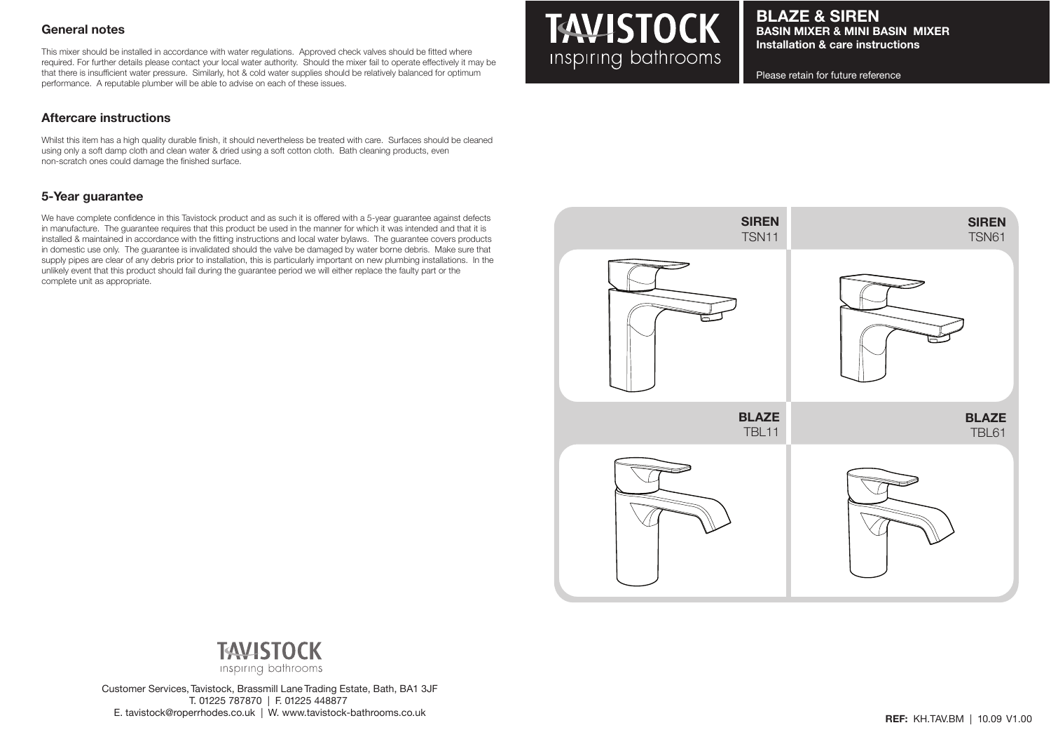# TAVISTOCK
inspiring bathrooms

## BLAZE & SIREN

**BASIN MIXER & MINI BASIN MIXER**

**Installation & care instructions**

Please retain for future reference

## General notes

This mixer should be installed in accordance with water regulations. Approved check valves should be fitted where required. For further details please contact your local water authority. Should the mixer fail to operate effectively it may be that there is insufficient water pressure. Similarly, hot & cold water supplies should be relatively balanced for optimum performance. A reputable plumber will be able to advise on each of these issues.

## Aftercare instructions

Whilst this item has a high quality durable finish, it should nevertheless be treated with care. Surfaces should be cleaned using only a soft damp cloth and clean water & dried using a soft cotton cloth. Bath cleaning products, even non-scratch ones could damage the finished surface.

## 5-Year guarantee

We have complete confidence in this Tavistock product and as such it is offered with a 5-year guarantee against defects in manufacture. The guarantee requires that this product be used in the manner for which it was intended and that it is installed & maintained in accordance with the fitting instructions and local water bylaws. The guarantee covers products in domestic use only. The guarantee is invalidated should the valve be damaged by water borne debris. Make sure that supply pipes are clear of any debris prior to installation, this is particularly important on new plumbing installations. In the unlikely event that this product should fail during the guarantee period we will either replace the faulty part or the complete unit as appropriate.

**SIREN** TSN11

**SIREN** TSN61

**BLAZE** TBL11

**BLAZE** TBL61

TAVISTOCK
inspiring bathrooms

Customer Services, Tavistock, Brassmill Lane Trading Estate, Bath, BA1 3JF
T. 01225 787870 | F. 01225 448877
E. tavistock@roperrhodes.co.uk | W. www.tavistock-bathrooms.co.uk

**REF:** KH.TAV.BM | 10.09 V1.00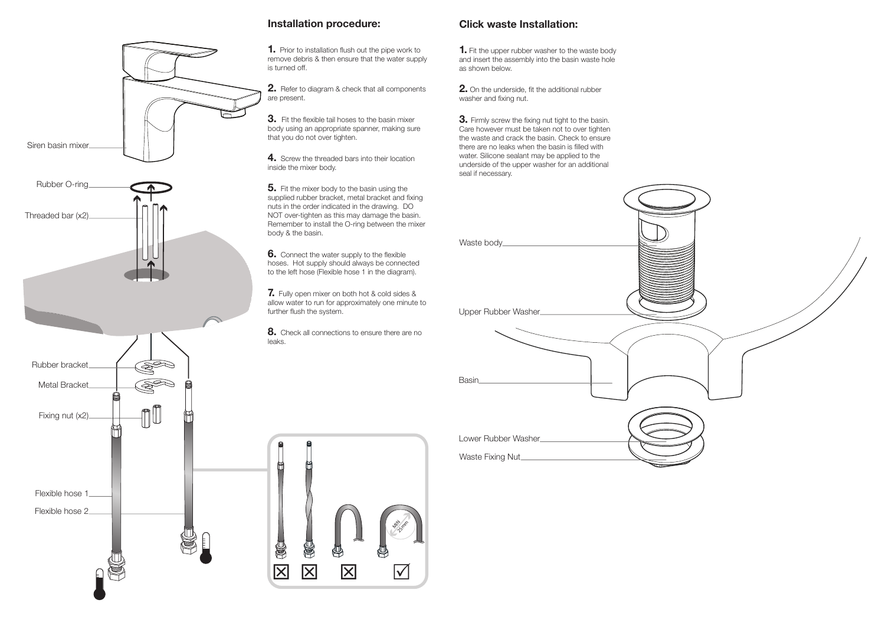## Installation procedure:

**1.** Prior to installation flush out the pipe work to remove debris & then ensure that the water supply is turned off.

**2.** Refer to diagram & check that all components are present.

**3.** Fit the flexible tail hoses to the basin mixer body using an appropriate spanner, making sure that you do not over tighten.

**4.** Screw the threaded bars into their location inside the mixer body.

**5.** Fit the mixer body to the basin using the supplied rubber bracket, metal bracket and fixing nuts in the order indicated in the drawing. DO NOT over-tighten as this may damage the basin. Remember to install the O-ring between the mixer body & the basin.

**6.** Connect the water supply to the flexible hoses. Hot supply should always be connected to the left hose (Flexible hose 1 in the diagram).

**7.** Fully open mixer on both hot & cold sides & allow water to run for approximately one minute to further flush the system.

**8.** Check all connections to ensure there are no leaks.

Siren basin mixer

Rubber O-ring

Threaded bar (x2)

Rubber bracket

Metal Bracket

Fixing nut (x2)

Flexible hose 1

Flexible hose 2

MIN 25mm

## Click waste Installation:

**1.** Fit the upper rubber washer to the waste body and insert the assembly into the basin waste hole as shown below.

**2.** On the underside, fit the additional rubber washer and fixing nut.

**3.** Firmly screw the fixing nut tight to the basin. Care however must be taken not to over tighten the waste and crack the basin. Check to ensure there are no leaks when the basin is filled with water. Silicone sealant may be applied to the underside of the upper washer for an additional seal if necessary.

Waste body

Upper Rubber Washer

Basin

Lower Rubber Washer

Waste Fixing Nut